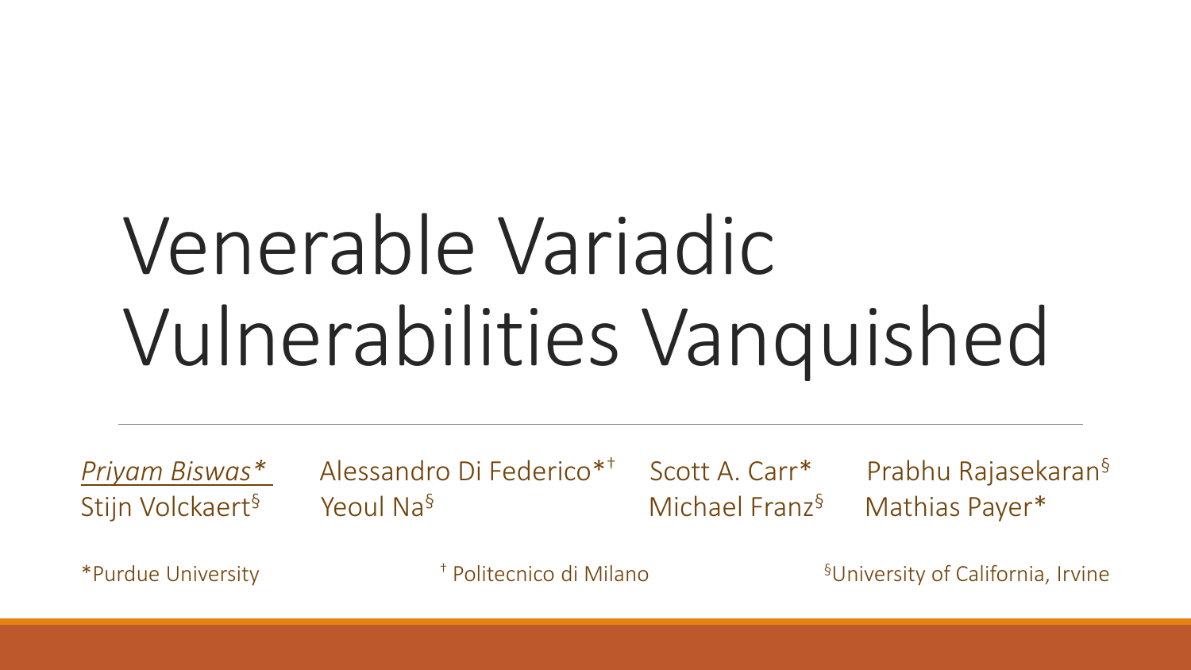# Venerable Variadic Vulnerabilities Vanquished

*Priyam Biswas**, Alessandro Di Federico*†, Scott A. Carr*, Prabhu Rajasekaran§, Stijn Volckaert§, Yeoul Na§, Michael Franz§, Mathias Payer*

*Purdue University † Politecnico di Milano §University of California, Irvine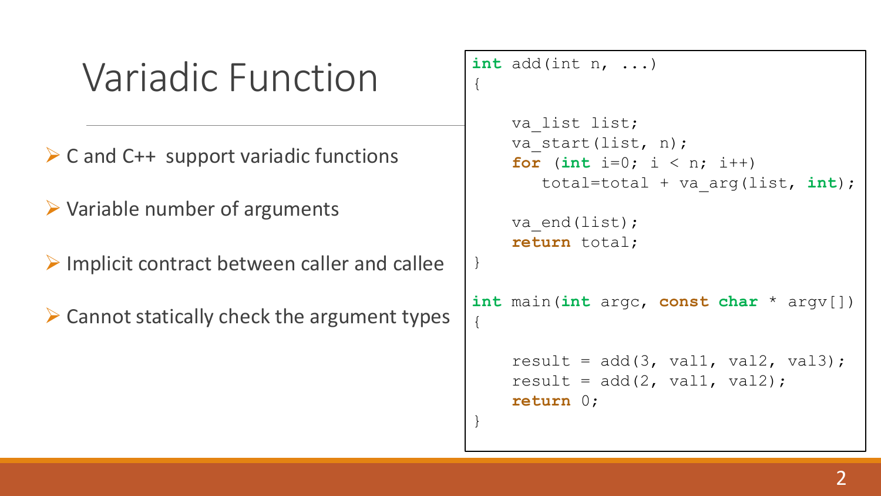# Variadic Function

- C and C++ support variadic functions
- Variable number of arguments
- Implicit contract between caller and callee
- Cannot statically check the argument types

```
int add(int n, ...)
{

    va_list list;
    va_start(list, n);
    for (int i=0; i < n; i++)
        total=total + va_arg(list, int);

    va_end(list);
    return total;
}

int main(int argc, const char * argv[])
{

    result = add(3, val1, val2, val3);
    result = add(2, val1, val2);
    return 0;
}
```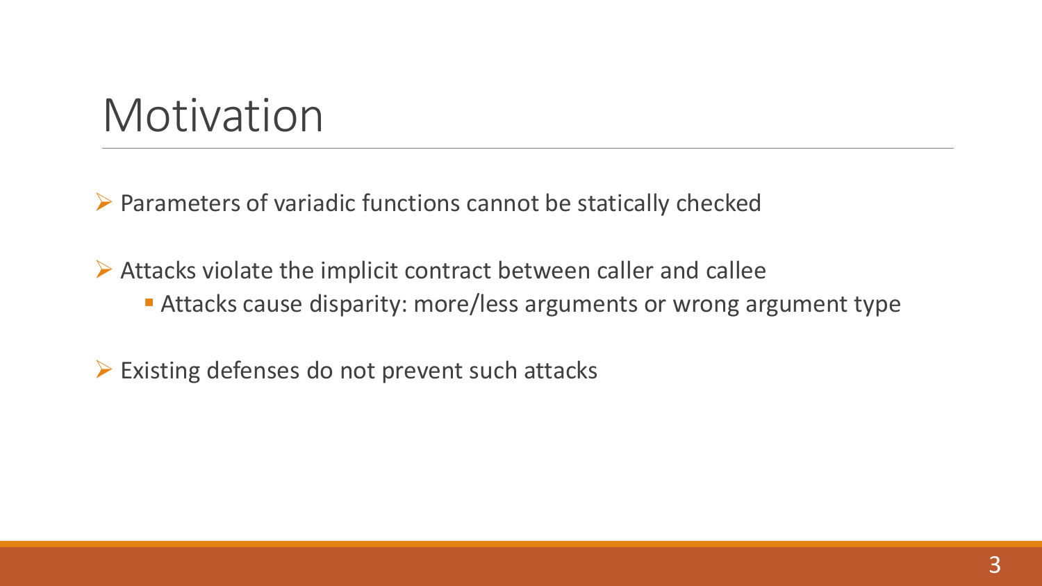# Motivation

- Parameters of variadic functions cannot be statically checked

- Attacks violate the implicit contract between caller and callee
  - Attacks cause disparity: more/less arguments or wrong argument type

- Existing defenses do not prevent such attacks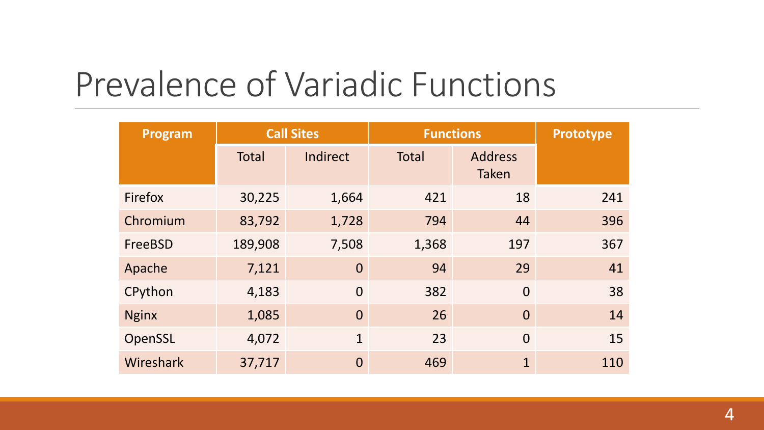# Prevalence of Variadic Functions

| Program | Call Sites | | Functions | | Prototype |
|---|---|---|---|---|---|
| | Total | Indirect | Total | Address Taken | |
| Firefox | 30,225 | 1,664 | 421 | 18 | 241 |
| Chromium | 83,792 | 1,728 | 794 | 44 | 396 |
| FreeBSD | 189,908 | 7,508 | 1,368 | 197 | 367 |
| Apache | 7,121 | 0 | 94 | 29 | 41 |
| CPython | 4,183 | 0 | 382 | 0 | 38 |
| Nginx | 1,085 | 0 | 26 | 0 | 14 |
| OpenSSL | 4,072 | 1 | 23 | 0 | 15 |
| Wireshark | 37,717 | 0 | 469 | 1 | 110 |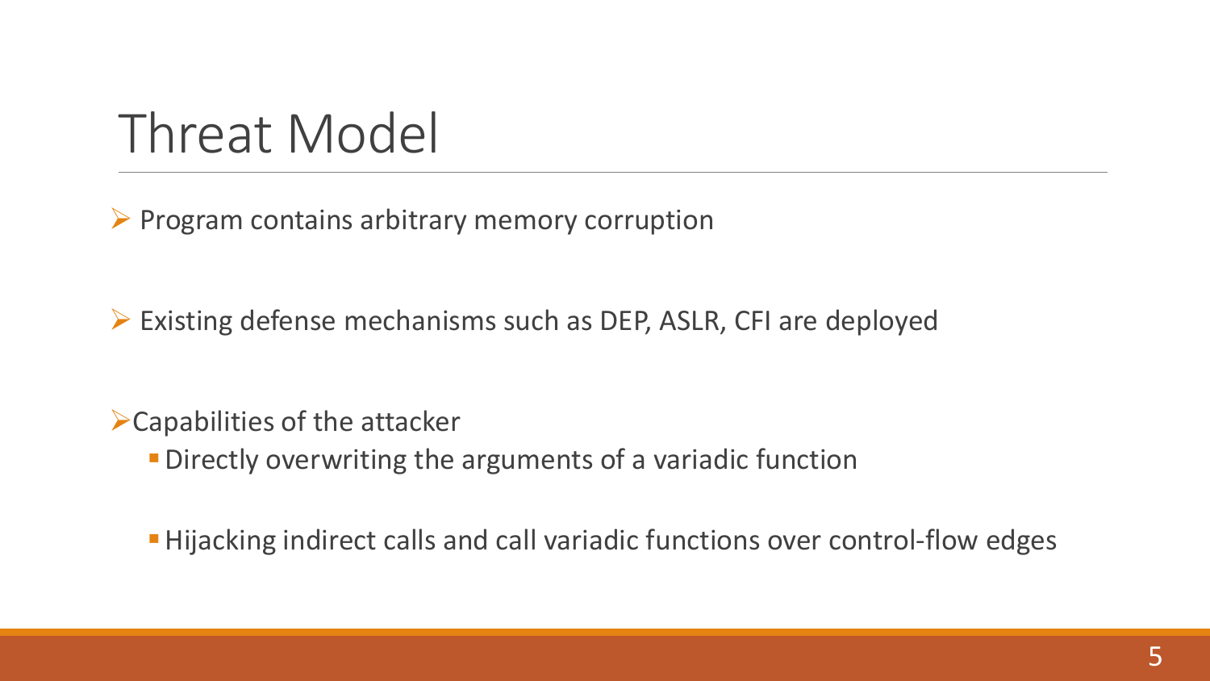# Threat Model

- Program contains arbitrary memory corruption

- Existing defense mechanisms such as DEP, ASLR, CFI are deployed

- Capabilities of the attacker
  - Directly overwriting the arguments of a variadic function
  - Hijacking indirect calls and call variadic functions over control-flow edges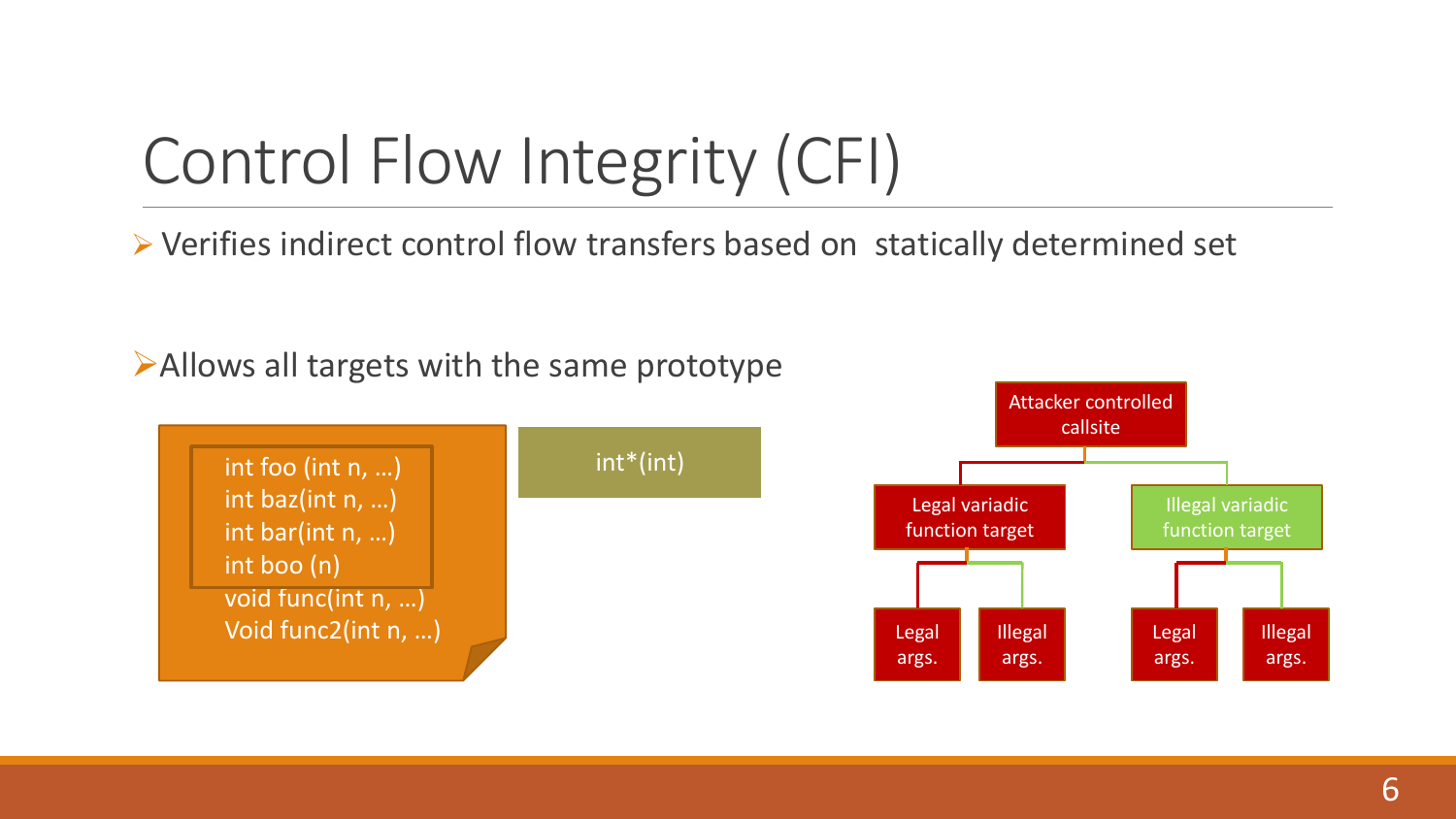# Control Flow Integrity (CFI)

- Verifies indirect control flow transfers based on statically determined set

- Allows all targets with the same prototype

```
int foo (int n, …)
int baz(int n, …)
int bar(int n, …)
int boo (n)
void func(int n, …)
Void func2(int n, …)
```

int*(int)

Attacker controlled callsite

Legal variadic function target

Illegal variadic function target

Legal args.

Illegal args.

Legal args.

Illegal args.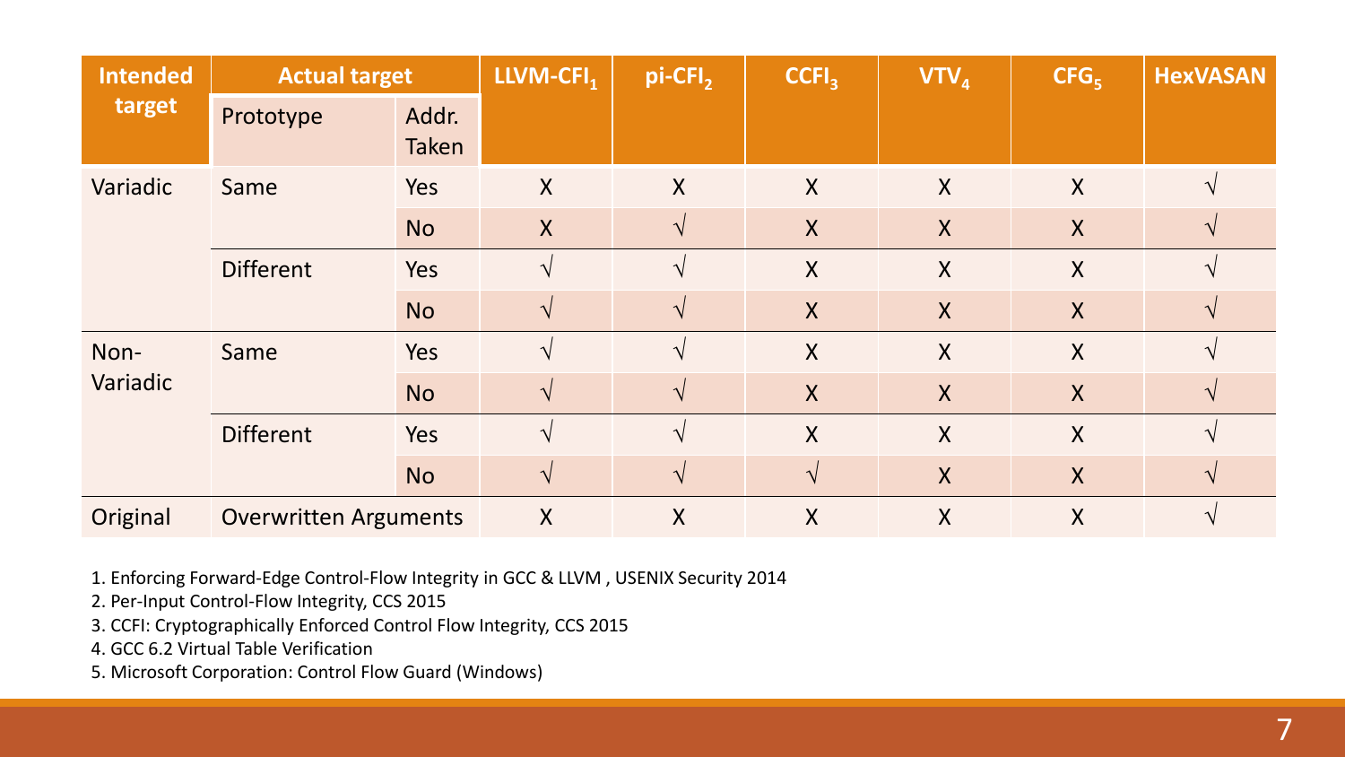| Intended target | Actual target | | LLVM-CFI[1] | pi-CFI[2] | CCFI[3] | VTV[4] | CFG[5] | HexVASAN |
|---|---|---|---|---|---|---|---|---|
| | Prototype | Addr. Taken | | | | | | |
| Variadic | Same | Yes | X | X | X | X | X | √ |
| | | No | X | √ | X | X | X | √ |
| | Different | Yes | √ | √ | X | X | X | √ |
| | | No | √ | √ | X | X | X | √ |
| Non-Variadic | Same | Yes | √ | √ | X | X | X | √ |
| | | No | √ | √ | X | X | X | √ |
| | Different | Yes | √ | √ | X | X | X | √ |
| | | No | √ | √ | √ | X | X | √ |
| Original | Overwritten Arguments | | X | X | X | X | X | √ |

1. Enforcing Forward-Edge Control-Flow Integrity in GCC & LLVM , USENIX Security 2014
2. Per-Input Control-Flow Integrity, CCS 2015
3. CCFI: Cryptographically Enforced Control Flow Integrity, CCS 2015
4. GCC 6.2 Virtual Table Verification
5. Microsoft Corporation: Control Flow Guard (Windows)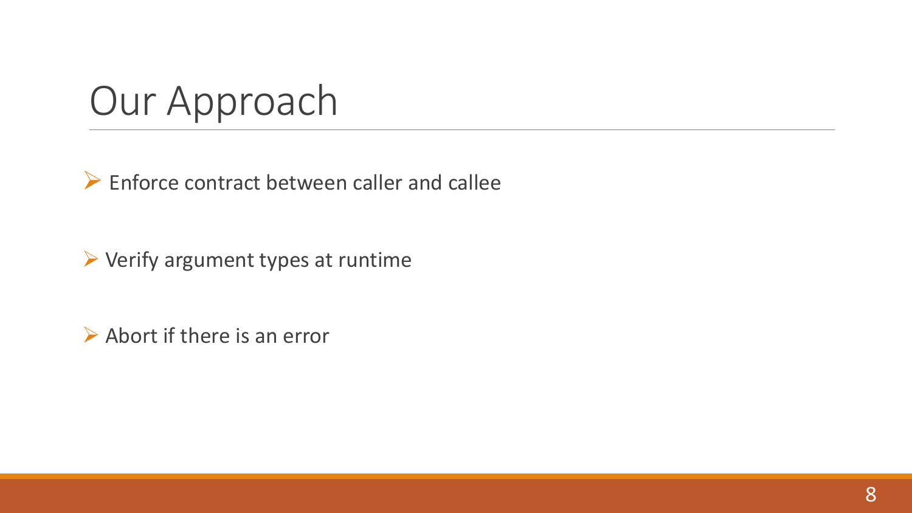# Our Approach

- Enforce contract between caller and callee

- Verify argument types at runtime

- Abort if there is an error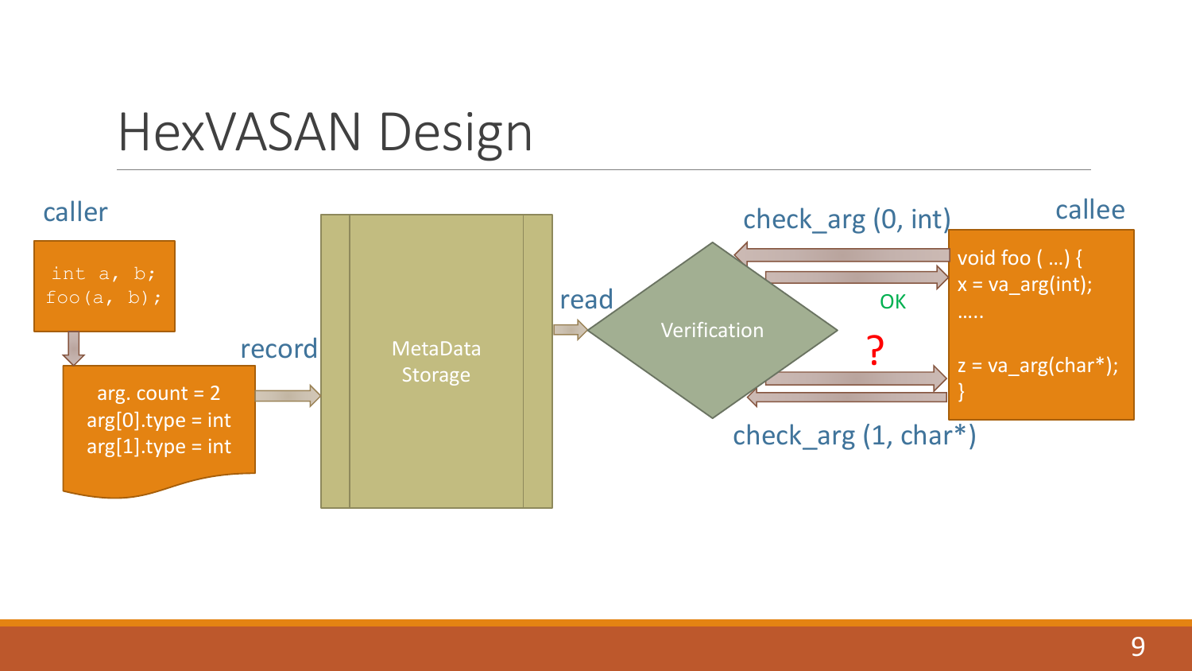# HexVASAN Design

caller

```
int a, b;
foo(a, b);
```

arg. count = 2
arg[0].type = int
arg[1].type = int

record

MetaData Storage

read

Verification

check_arg (0, int)

OK

?

check_arg (1, char*)

callee

```
void foo ( …) {
x = va_arg(int);
…..

z = va_arg(char*);
}
```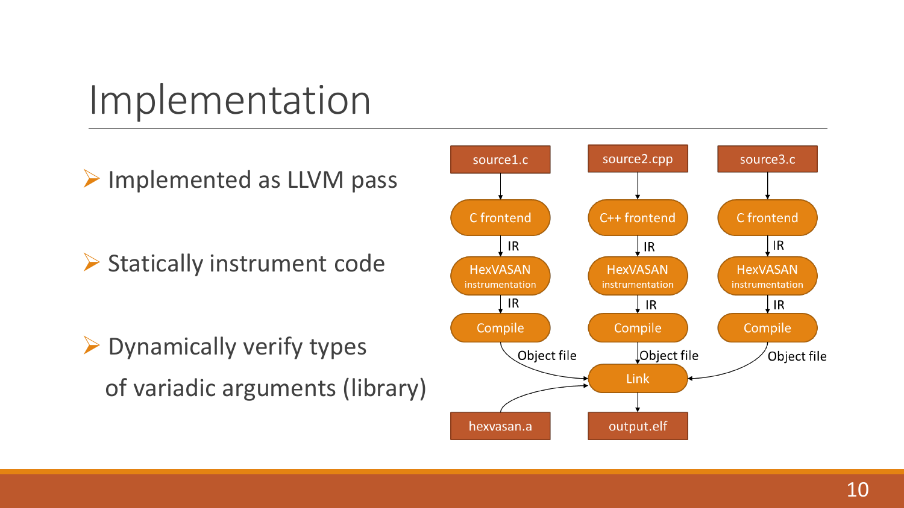# Implementation

- Implemented as LLVM pass
- Statically instrument code
- Dynamically verify types of variadic arguments (library)

source1.c → C frontend → IR → HexVASAN instrumentation → IR → Compile → Object file → Link

source2.cpp → C++ frontend → IR → HexVASAN instrumentation → IR → Compile → Object file → Link

source3.c → C frontend → IR → HexVASAN instrumentation → IR → Compile → Object file → Link

hexvasan.a → Link

Link → output.elf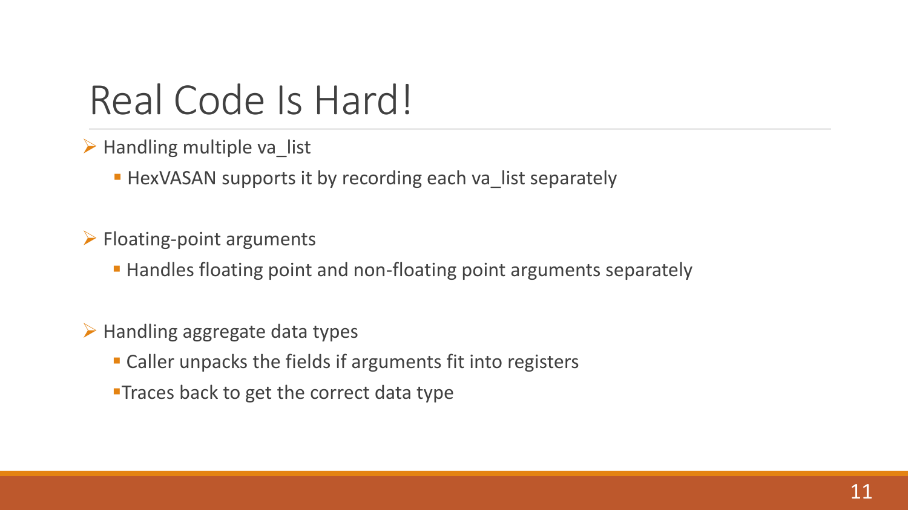# Real Code Is Hard!

- Handling multiple va_list
  - HexVASAN supports it by recording each va_list separately

- Floating-point arguments
  - Handles floating point and non-floating point arguments separately

- Handling aggregate data types
  - Caller unpacks the fields if arguments fit into registers
  - Traces back to get the correct data type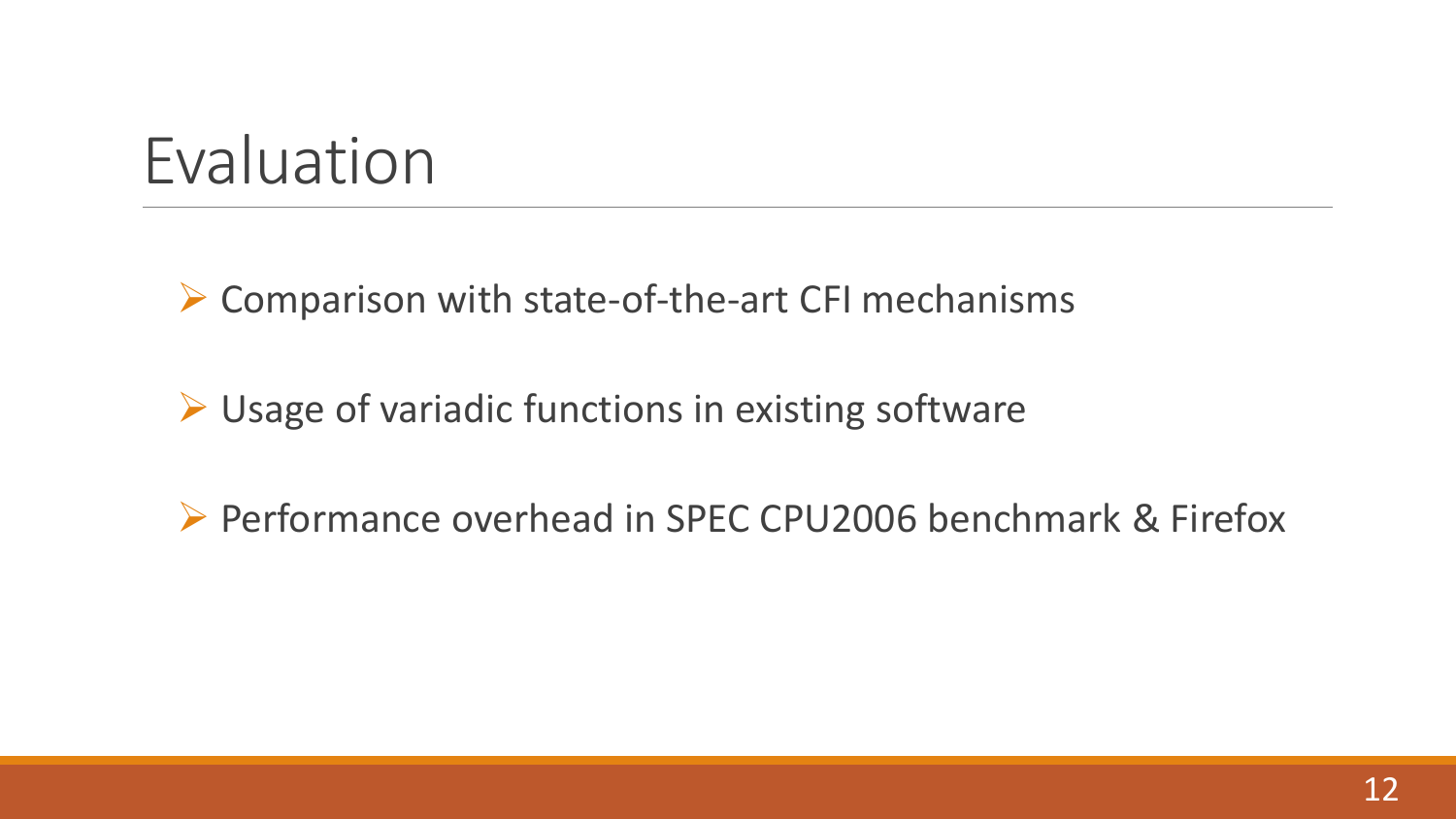# Evaluation

- Comparison with state-of-the-art CFI mechanisms
- Usage of variadic functions in existing software
- Performance overhead in SPEC CPU2006 benchmark & Firefox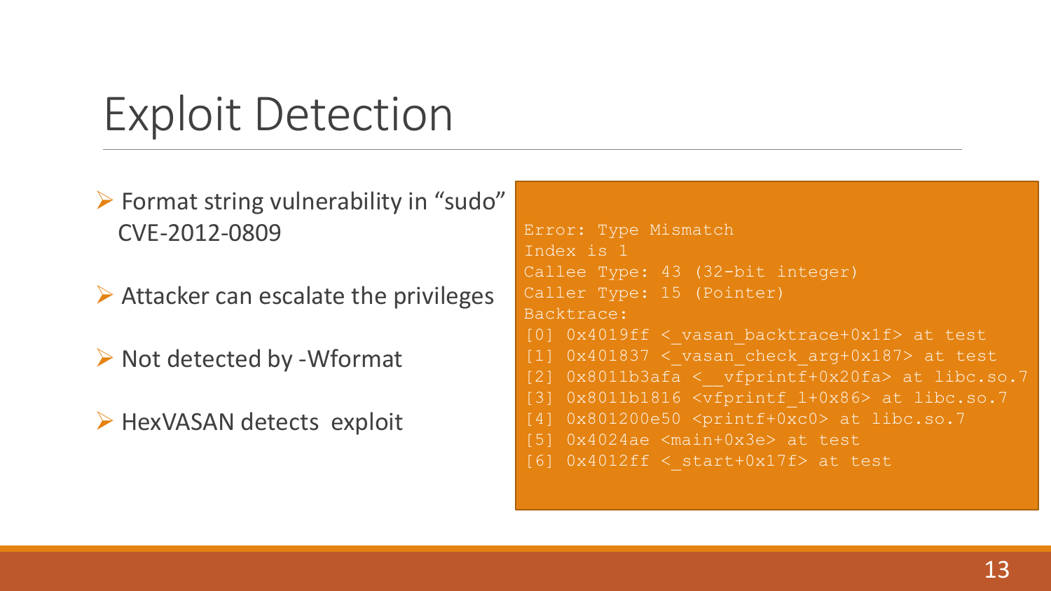# Exploit Detection

- Format string vulnerability in "sudo" CVE-2012-0809
- Attacker can escalate the privileges
- Not detected by -Wformat
- HexVASAN detects exploit

```
Error: Type Mismatch
Index is 1
Callee Type: 43 (32-bit integer)
Caller Type: 15 (Pointer)
Backtrace:
[0] 0x4019ff <_vasan_backtrace+0x1f> at test
[1] 0x401837 <_vasan_check_arg+0x187> at test
[2] 0x8011b3afa <__vfprintf+0x20fa> at libc.so.7
[3] 0x8011b1816 <vfprintf_l+0x86> at libc.so.7
[4] 0x801200e50 <printf+0xc0> at libc.so.7
[5] 0x4024ae <main+0x3e> at test
[6] 0x4012ff <_start+0x17f> at test
```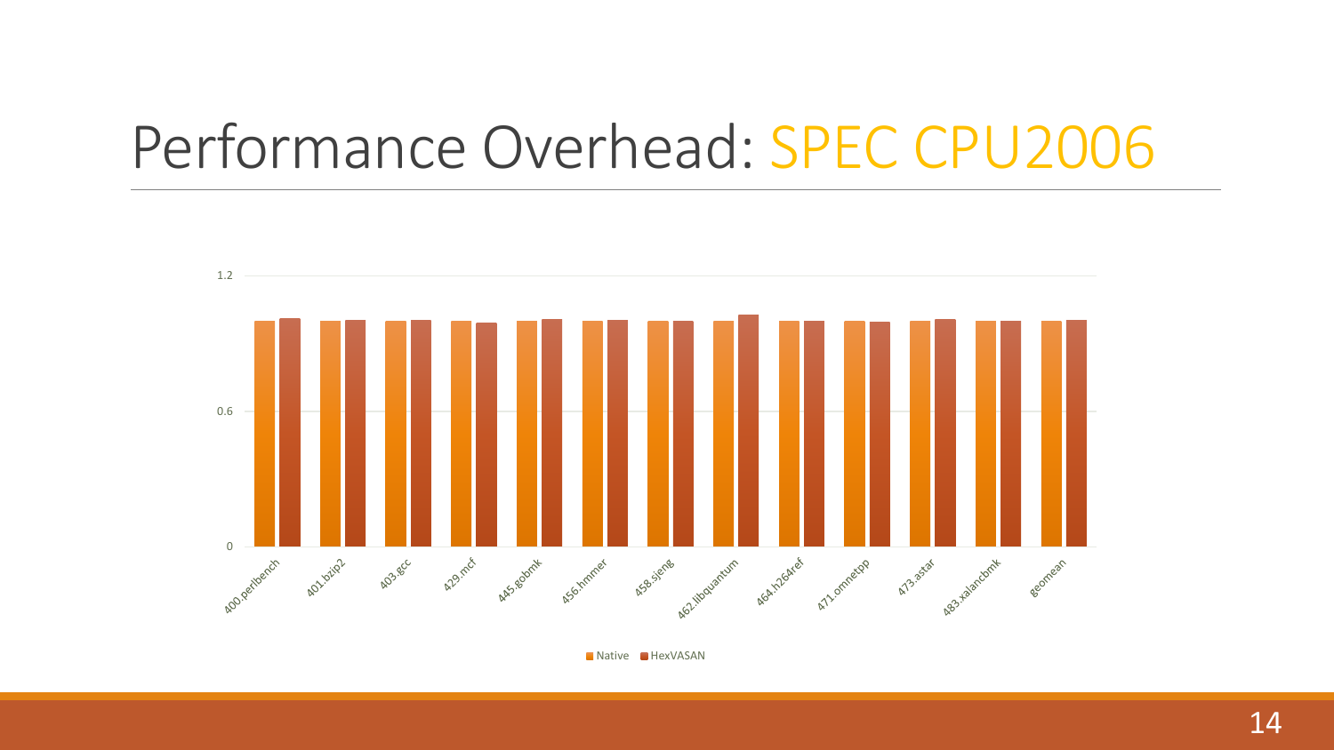# Performance Overhead: SPEC CPU2006

1.2

0.6

0

400.perlbench, 401.bzip2, 403.gcc, 429.mcf, 445.gobmk, 456.hmmer, 458.sjeng, 462.libquantum, 464.h264ref, 471.omnetpp, 473.astar, 483.xalancbmk, geomean

Native | HexVASAN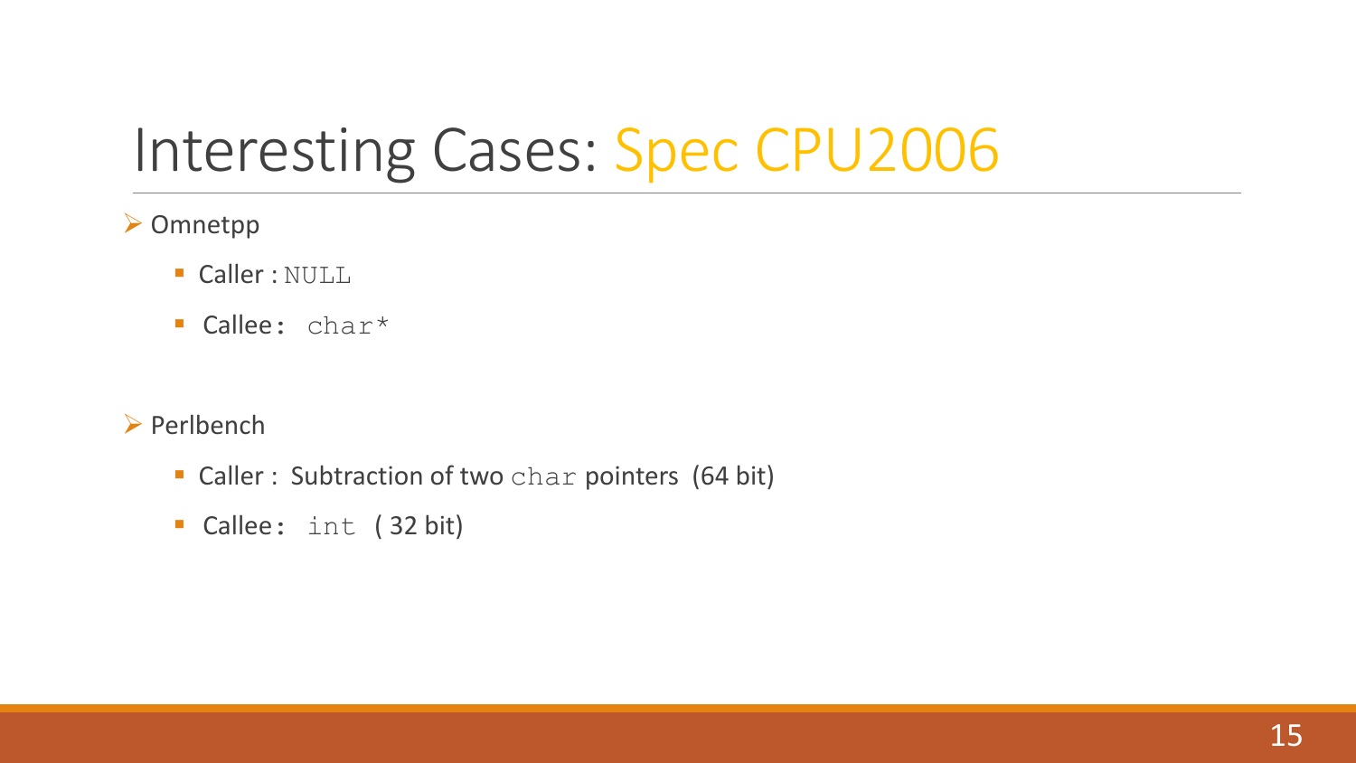# Interesting Cases: Spec CPU2006

- Omnetpp
  - Caller : `NULL`
  - Callee : `char*`

- Perlbench
  - Caller : Subtraction of two `char` pointers (64 bit)
  - Callee : `int` ( 32 bit)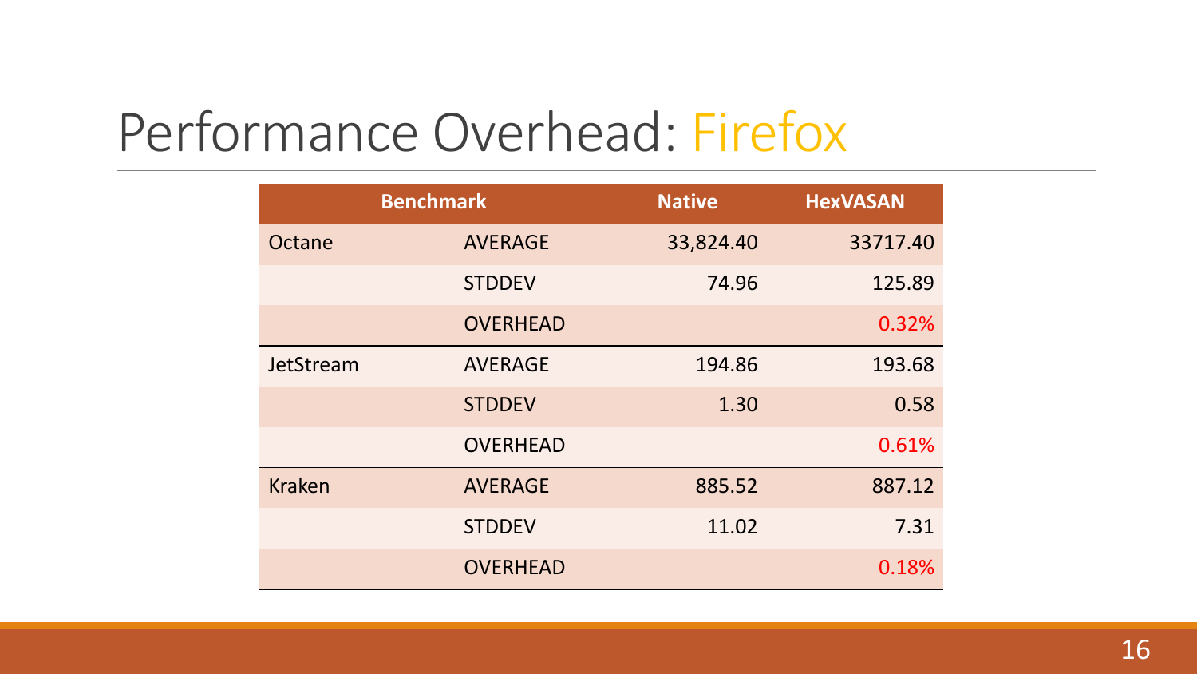# Performance Overhead: Firefox

| Benchmark | | Native | HexVASAN |
|---|---|---|---|
| Octane | AVERAGE | 33,824.40 | 33717.40 |
| | STDDEV | 74.96 | 125.89 |
| | OVERHEAD | | 0.32% |
| JetStream | AVERAGE | 194.86 | 193.68 |
| | STDDEV | 1.30 | 0.58 |
| | OVERHEAD | | 0.61% |
| Kraken | AVERAGE | 885.52 | 887.12 |
| | STDDEV | 11.02 | 7.31 |
| | OVERHEAD | | 0.18% |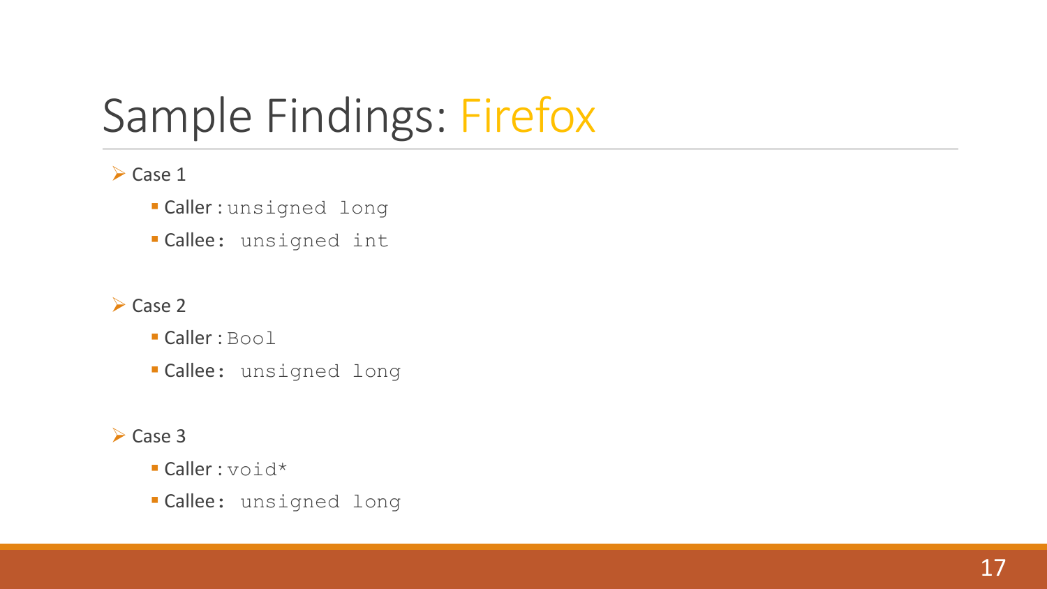# Sample Findings: Firefox

- Case 1
  - Caller : `unsigned long`
  - Callee: `unsigned int`
- Case 2
  - Caller : `Bool`
  - Callee: `unsigned long`
- Case 3
  - Caller : `void*`
  - Callee: `unsigned long`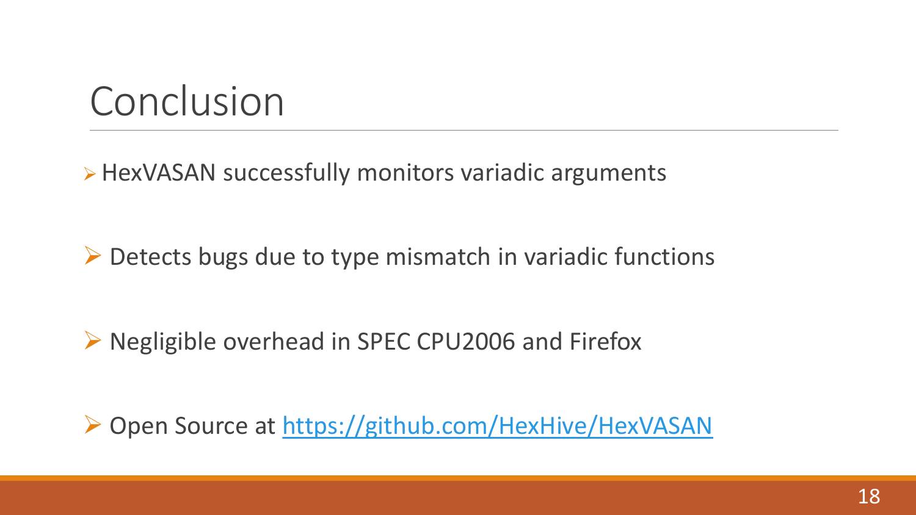# Conclusion

- HexVASAN successfully monitors variadic arguments
- Detects bugs due to type mismatch in variadic functions
- Negligible overhead in SPEC CPU2006 and Firefox
- Open Source at https://github.com/HexHive/HexVASAN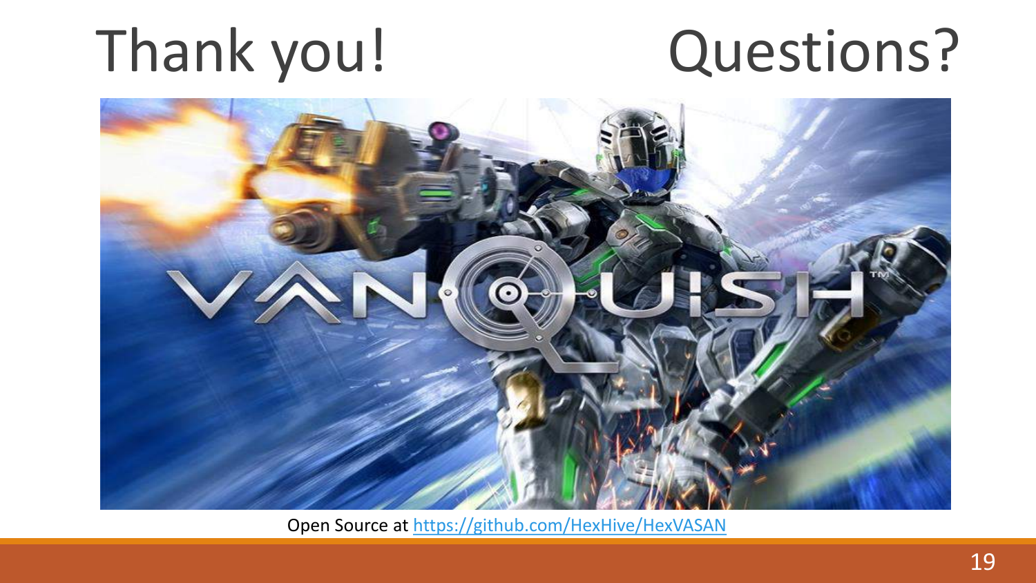# Thank you! Questions?

Open Source at [https://github.com/HexHive/HexVASAN](https://github.com/HexHive/HexVASAN)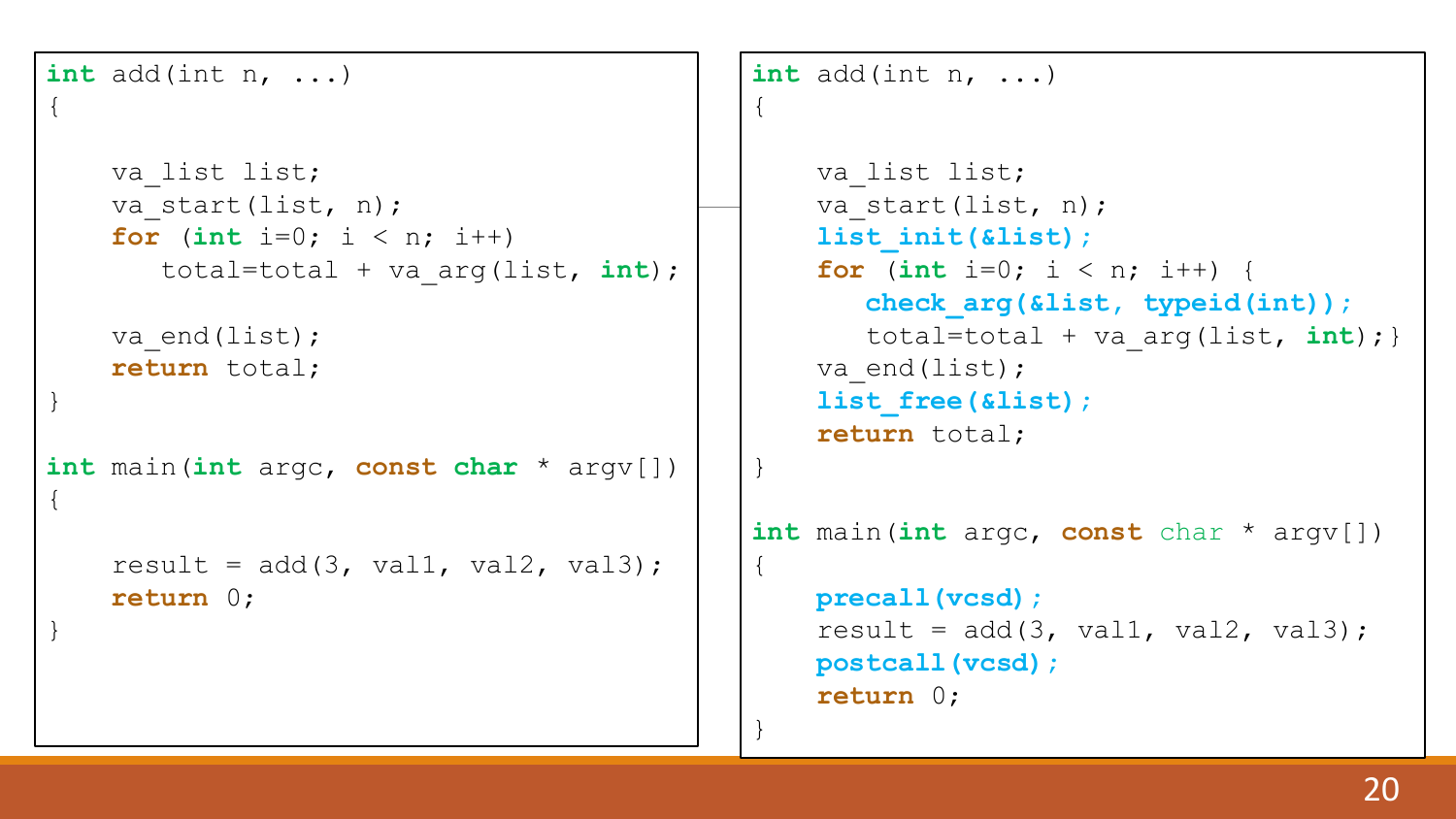```c
int add(int n, ...)
{

    va_list list;
    va_start(list, n);
    for (int i=0; i < n; i++)
       total=total + va_arg(list, int);

    va_end(list);
    return total;
}

int main(int argc, const char * argv[])
{

    result = add(3, val1, val2, val3);
    return 0;
}
```

```c
int add(int n, ...)
{

    va_list list;
    va_start(list, n);
    list_init(&list);
    for (int i=0; i < n; i++) {
       check_arg(&list, typeid(int));
       total=total + va_arg(list, int);}
    va_end(list);
    list_free(&list);
    return total;
}

int main(int argc, const char * argv[])
{
    precall(vcsd);
    result = add(3, val1, val2, val3);
    postcall(vcsd);
    return 0;
}
```